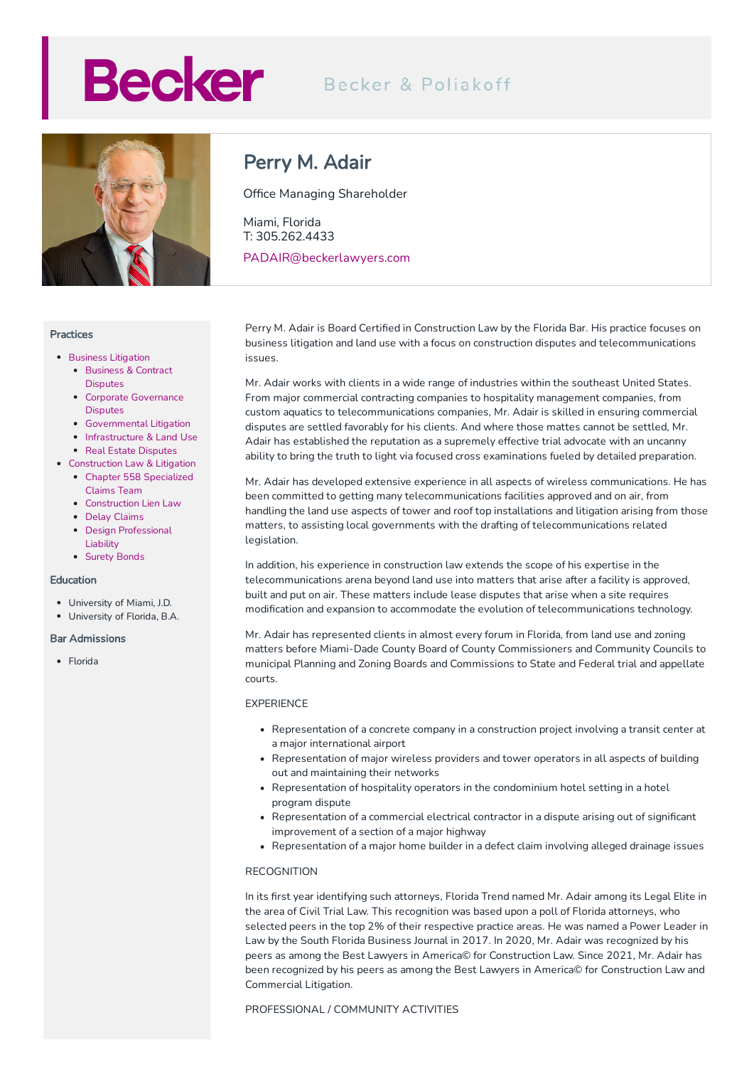# Becker

Becker & Poliakoff

## Perry M. Adair

Office Managing Shareholder

Miami, Florida
T: 305.262.4433

PADAIR@beckerlawyers.com

### Practices

- Business Litigation
  - Business & Contract Disputes
  - Corporate Governance Disputes
  - Governmental Litigation
  - Infrastructure & Land Use
  - Real Estate Disputes
- Construction Law & Litigation
  - Chapter 558 Specialized Claims Team
  - Construction Lien Law
  - Delay Claims
  - Design Professional Liability
  - Surety Bonds

### Education

- University of Miami, J.D.
- University of Florida, B.A.

### Bar Admissions

- Florida

Perry M. Adair is Board Certified in Construction Law by the Florida Bar. His practice focuses on business litigation and land use with a focus on construction disputes and telecommunications issues.

Mr. Adair works with clients in a wide range of industries within the southeast United States. From major commercial contracting companies to hospitality management companies, from custom aquatics to telecommunications companies, Mr. Adair is skilled in ensuring commercial disputes are settled favorably for his clients. And where those mattes cannot be settled, Mr. Adair has established the reputation as a supremely effective trial advocate with an uncanny ability to bring the truth to light via focused cross examinations fueled by detailed preparation.

Mr. Adair has developed extensive experience in all aspects of wireless communications. He has been committed to getting many telecommunications facilities approved and on air, from handling the land use aspects of tower and roof top installations and litigation arising from those matters, to assisting local governments with the drafting of telecommunications related legislation.

In addition, his experience in construction law extends the scope of his expertise in the telecommunications arena beyond land use into matters that arise after a facility is approved, built and put on air. These matters include lease disputes that arise when a site requires modification and expansion to accommodate the evolution of telecommunications technology.

Mr. Adair has represented clients in almost every forum in Florida, from land use and zoning matters before Miami-Dade County Board of County Commissioners and Community Councils to municipal Planning and Zoning Boards and Commissions to State and Federal trial and appellate courts.

EXPERIENCE

- Representation of a concrete company in a construction project involving a transit center at a major international airport
- Representation of major wireless providers and tower operators in all aspects of building out and maintaining their networks
- Representation of hospitality operators in the condominium hotel setting in a hotel program dispute
- Representation of a commercial electrical contractor in a dispute arising out of significant improvement of a section of a major highway
- Representation of a major home builder in a defect claim involving alleged drainage issues

RECOGNITION

In its first year identifying such attorneys, Florida Trend named Mr. Adair among its Legal Elite in the area of Civil Trial Law. This recognition was based upon a poll of Florida attorneys, who selected peers in the top 2% of their respective practice areas. He was named a Power Leader in Law by the South Florida Business Journal in 2017. In 2020, Mr. Adair was recognized by his peers as among the Best Lawyers in America© for Construction Law. Since 2021, Mr. Adair has been recognized by his peers as among the Best Lawyers in America© for Construction Law and Commercial Litigation.

PROFESSIONAL / COMMUNITY ACTIVITIES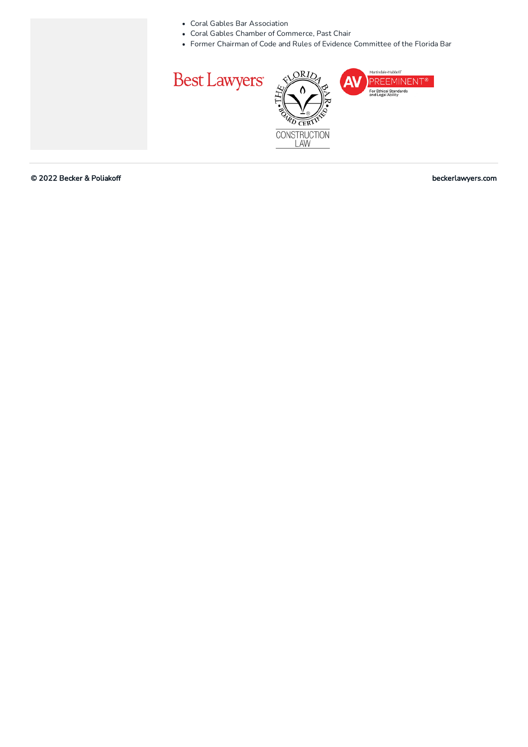- Coral Gables Bar Association
- Coral Gables Chamber of Commerce, Past Chair
- Former Chairman of Code and Rules of Evidence Committee of the Florida Bar